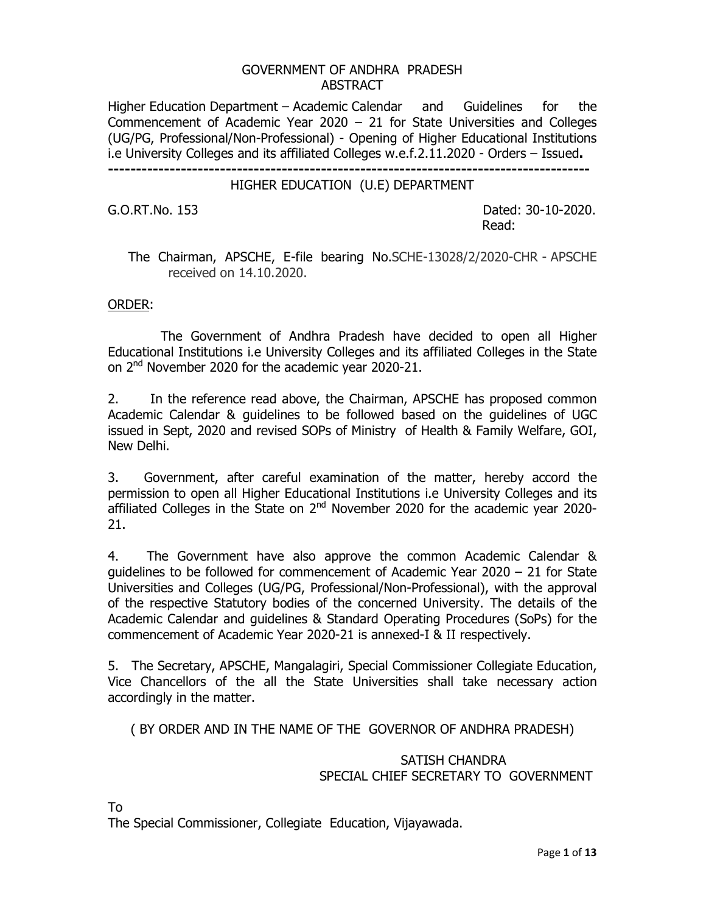GOVERNMENT OF ANDHRA PRADESH
ABSTRACT

Higher Education Department – Academic Calendar and Guidelines for the Commencement of Academic Year 2020 – 21 for State Universities and Colleges (UG/PG, Professional/Non-Professional) - Opening of Higher Educational Institutions i.e University Colleges and its affiliated Colleges w.e.f.2.11.2020 - Orders – Issued**.**

---

HIGHER EDUCATION (U.E) DEPARTMENT

G.O.RT.No. 153 Dated: 30-10-2020.

Read:

The Chairman, APSCHE, E-file bearing No.SCHE-13028/2/2020-CHR - APSCHE received on 14.10.2020.

ORDER:

The Government of Andhra Pradesh have decided to open all Higher Educational Institutions i.e University Colleges and its affiliated Colleges in the State on 2nd November 2020 for the academic year 2020-21.

2. In the reference read above, the Chairman, APSCHE has proposed common Academic Calendar & guidelines to be followed based on the guidelines of UGC issued in Sept, 2020 and revised SOPs of Ministry of Health & Family Welfare, GOI, New Delhi.

3. Government, after careful examination of the matter, hereby accord the permission to open all Higher Educational Institutions i.e University Colleges and its affiliated Colleges in the State on 2nd November 2020 for the academic year 2020-21.

4. The Government have also approve the common Academic Calendar & guidelines to be followed for commencement of Academic Year 2020 – 21 for State Universities and Colleges (UG/PG, Professional/Non-Professional), with the approval of the respective Statutory bodies of the concerned University. The details of the Academic Calendar and guidelines & Standard Operating Procedures (SoPs) for the commencement of Academic Year 2020-21 is annexed-I & II respectively.

5. The Secretary, APSCHE, Mangalagiri, Special Commissioner Collegiate Education, Vice Chancellors of the all the State Universities shall take necessary action accordingly in the matter.

( BY ORDER AND IN THE NAME OF THE GOVERNOR OF ANDHRA PRADESH)

SATISH CHANDRA
SPECIAL CHIEF SECRETARY TO GOVERNMENT

To
The Special Commissioner, Collegiate Education, Vijayawada.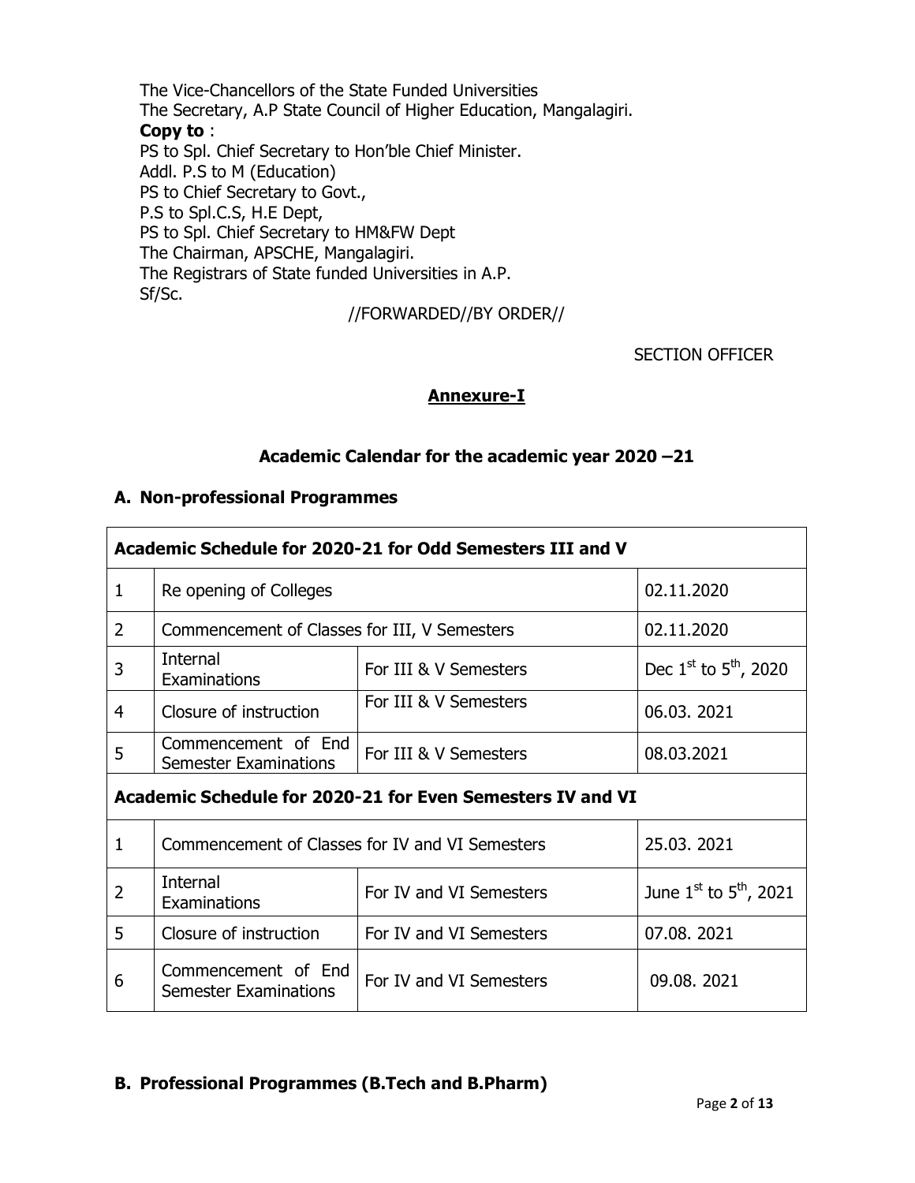The Vice-Chancellors of the State Funded Universities
The Secretary, A.P State Council of Higher Education, Mangalagiri.

**Copy to** :
PS to Spl. Chief Secretary to Hon'ble Chief Minister.
Addl. P.S to M (Education)
PS to Chief Secretary to Govt.,
P.S to Spl.C.S, H.E Dept,
PS to Spl. Chief Secretary to HM&FW Dept
The Chairman, APSCHE, Mangalagiri.
The Registrars of State funded Universities in A.P.
Sf/Sc.

//FORWARDED//BY ORDER//

SECTION OFFICER

## Annexure-I

### Academic Calendar for the academic year 2020 –21

### A. Non-professional Programmes

| Academic Schedule for 2020-21 for Odd Semesters III and V | | | |
|---|---|---|---|
| 1 | Re opening of Colleges | | 02.11.2020 |
| 2 | Commencement of Classes for III, V Semesters | | 02.11.2020 |
| 3 | Internal Examinations | For III & V Semesters | Dec 1st to 5th, 2020 |
| 4 | Closure of instruction | For III & V Semesters | 06.03. 2021 |
| 5 | Commencement of End Semester Examinations | For III & V Semesters | 08.03.2021 |
| **Academic Schedule for 2020-21 for Even Semesters IV and VI** | | | |
| 1 | Commencement of Classes for IV and VI Semesters | | 25.03. 2021 |
| 2 | Internal Examinations | For IV and VI Semesters | June 1st to 5th, 2021 |
| 5 | Closure of instruction | For IV and VI Semesters | 07.08. 2021 |
| 6 | Commencement of End Semester Examinations | For IV and VI Semesters | 09.08. 2021 |

### B. Professional Programmes (B.Tech and B.Pharm)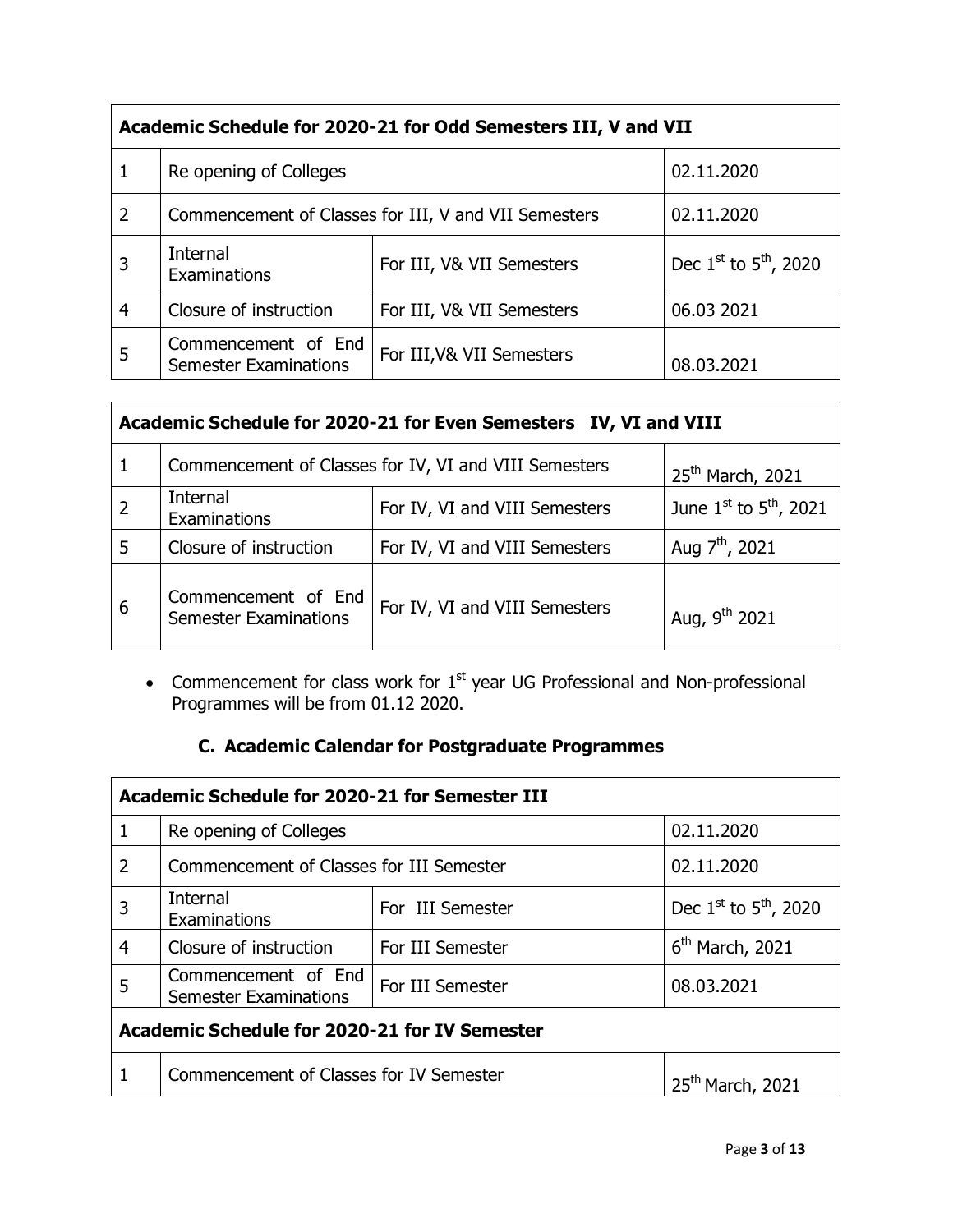| Academic Schedule for 2020-21 for Odd Semesters III, V and VII | | | |
|---|---|---|---|
| 1 | Re opening of Colleges | | 02.11.2020 |
| 2 | Commencement of Classes for III, V and VII Semesters | | 02.11.2020 |
| 3 | Internal Examinations | For III, V& VII Semesters | Dec 1st to 5th, 2020 |
| 4 | Closure of instruction | For III, V& VII Semesters | 06.03 2021 |
| 5 | Commencement of End Semester Examinations | For III,V& VII Semesters | 08.03.2021 |

| Academic Schedule for 2020-21 for Even Semesters IV, VI and VIII | | | |
|---|---|---|---|
| 1 | Commencement of Classes for IV, VI and VIII Semesters | | 25th March, 2021 |
| 2 | Internal Examinations | For IV, VI and VIII Semesters | June 1st to 5th, 2021 |
| 5 | Closure of instruction | For IV, VI and VIII Semesters | Aug 7th, 2021 |
| 6 | Commencement of End Semester Examinations | For IV, VI and VIII Semesters | Aug, 9th 2021 |

- Commencement for class work for 1st year UG Professional and Non-professional Programmes will be from 01.12 2020.

### C. Academic Calendar for Postgraduate Programmes

| Academic Schedule for 2020-21 for Semester III | | | |
|---|---|---|---|
| 1 | Re opening of Colleges | | 02.11.2020 |
| 2 | Commencement of Classes for III Semester | | 02.11.2020 |
| 3 | Internal Examinations | For III Semester | Dec 1st to 5th, 2020 |
| 4 | Closure of instruction | For III Semester | 6th March, 2021 |
| 5 | Commencement of End Semester Examinations | For III Semester | 08.03.2021 |
| **Academic Schedule for 2020-21 for IV Semester** | | | |
| 1 | Commencement of Classes for IV Semester | | 25th March, 2021 |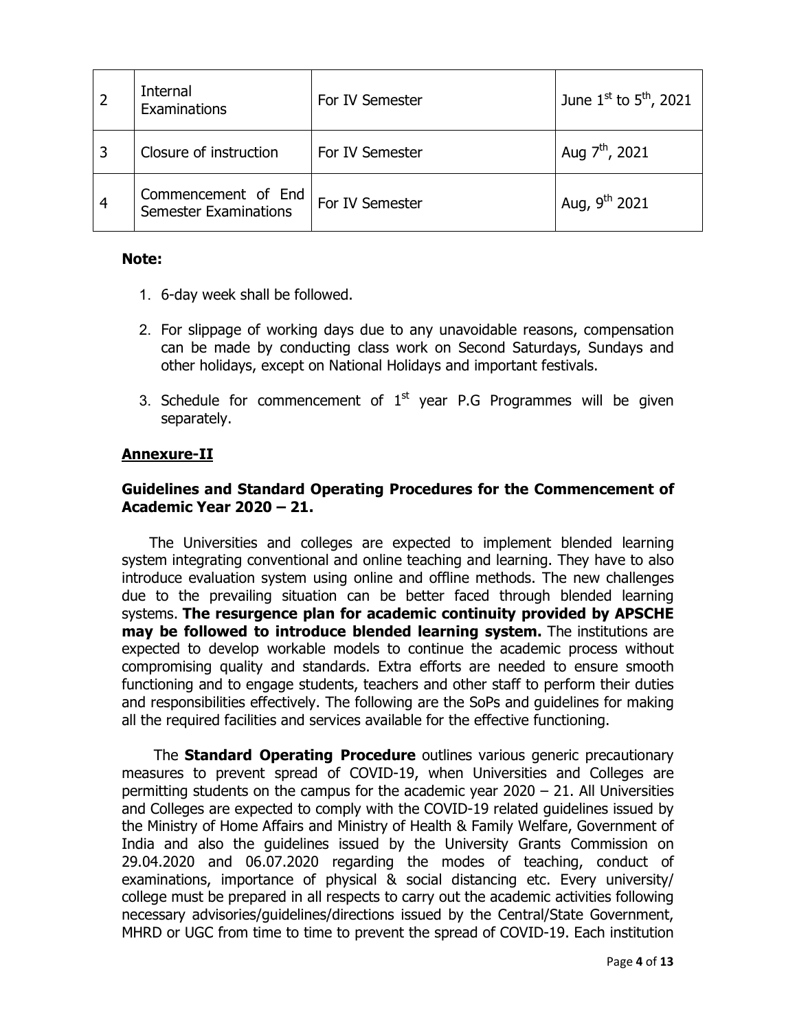| 2 | Internal Examinations | For IV Semester | June 1st to 5th, 2021 |
|---|---|---|---|
| 3 | Closure of instruction | For IV Semester | Aug 7th, 2021 |
| 4 | Commencement of End Semester Examinations | For IV Semester | Aug, 9th 2021 |

**Note:**

1. 6-day week shall be followed.
2. For slippage of working days due to any unavoidable reasons, compensation can be made by conducting class work on Second Saturdays, Sundays and other holidays, except on National Holidays and important festivals.
3. Schedule for commencement of 1st year P.G Programmes will be given separately.

## Annexure-II

### Guidelines and Standard Operating Procedures for the Commencement of Academic Year 2020 – 21.

The Universities and colleges are expected to implement blended learning system integrating conventional and online teaching and learning. They have to also introduce evaluation system using online and offline methods. The new challenges due to the prevailing situation can be better faced through blended learning systems. **The resurgence plan for academic continuity provided by APSCHE may be followed to introduce blended learning system.** The institutions are expected to develop workable models to continue the academic process without compromising quality and standards. Extra efforts are needed to ensure smooth functioning and to engage students, teachers and other staff to perform their duties and responsibilities effectively. The following are the SoPs and guidelines for making all the required facilities and services available for the effective functioning.

The **Standard Operating Procedure** outlines various generic precautionary measures to prevent spread of COVID-19, when Universities and Colleges are permitting students on the campus for the academic year 2020 – 21. All Universities and Colleges are expected to comply with the COVID-19 related guidelines issued by the Ministry of Home Affairs and Ministry of Health & Family Welfare, Government of India and also the guidelines issued by the University Grants Commission on 29.04.2020 and 06.07.2020 regarding the modes of teaching, conduct of examinations, importance of physical & social distancing etc. Every university/ college must be prepared in all respects to carry out the academic activities following necessary advisories/guidelines/directions issued by the Central/State Government, MHRD or UGC from time to time to prevent the spread of COVID-19. Each institution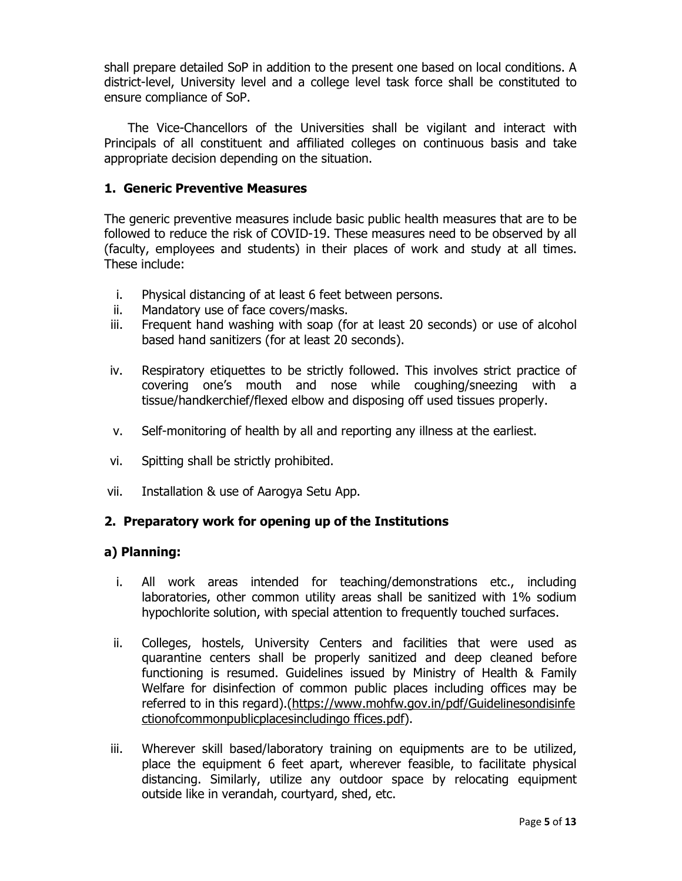shall prepare detailed SoP in addition to the present one based on local conditions. A district-level, University level and a college level task force shall be constituted to ensure compliance of SoP.

The Vice-Chancellors of the Universities shall be vigilant and interact with Principals of all constituent and affiliated colleges on continuous basis and take appropriate decision depending on the situation.

## 1. Generic Preventive Measures

The generic preventive measures include basic public health measures that are to be followed to reduce the risk of COVID-19. These measures need to be observed by all (faculty, employees and students) in their places of work and study at all times. These include:

i. Physical distancing of at least 6 feet between persons.
ii. Mandatory use of face covers/masks.
iii. Frequent hand washing with soap (for at least 20 seconds) or use of alcohol based hand sanitizers (for at least 20 seconds).
iv. Respiratory etiquettes to be strictly followed. This involves strict practice of covering one's mouth and nose while coughing/sneezing with a tissue/handkerchief/flexed elbow and disposing off used tissues properly.
v. Self-monitoring of health by all and reporting any illness at the earliest.
vi. Spitting shall be strictly prohibited.
vii. Installation & use of Aarogya Setu App.

## 2. Preparatory work for opening up of the Institutions

### a) Planning:

i. All work areas intended for teaching/demonstrations etc., including laboratories, other common utility areas shall be sanitized with 1% sodium hypochlorite solution, with special attention to frequently touched surfaces.
ii. Colleges, hostels, University Centers and facilities that were used as quarantine centers shall be properly sanitized and deep cleaned before functioning is resumed. Guidelines issued by Ministry of Health & Family Welfare for disinfection of common public places including offices may be referred to in this regard).(https://www.mohfw.gov.in/pdf/Guidelinesondisinfectionofcommonpublicplacesincludingo ffices.pdf).
iii. Wherever skill based/laboratory training on equipments are to be utilized, place the equipment 6 feet apart, wherever feasible, to facilitate physical distancing. Similarly, utilize any outdoor space by relocating equipment outside like in verandah, courtyard, shed, etc.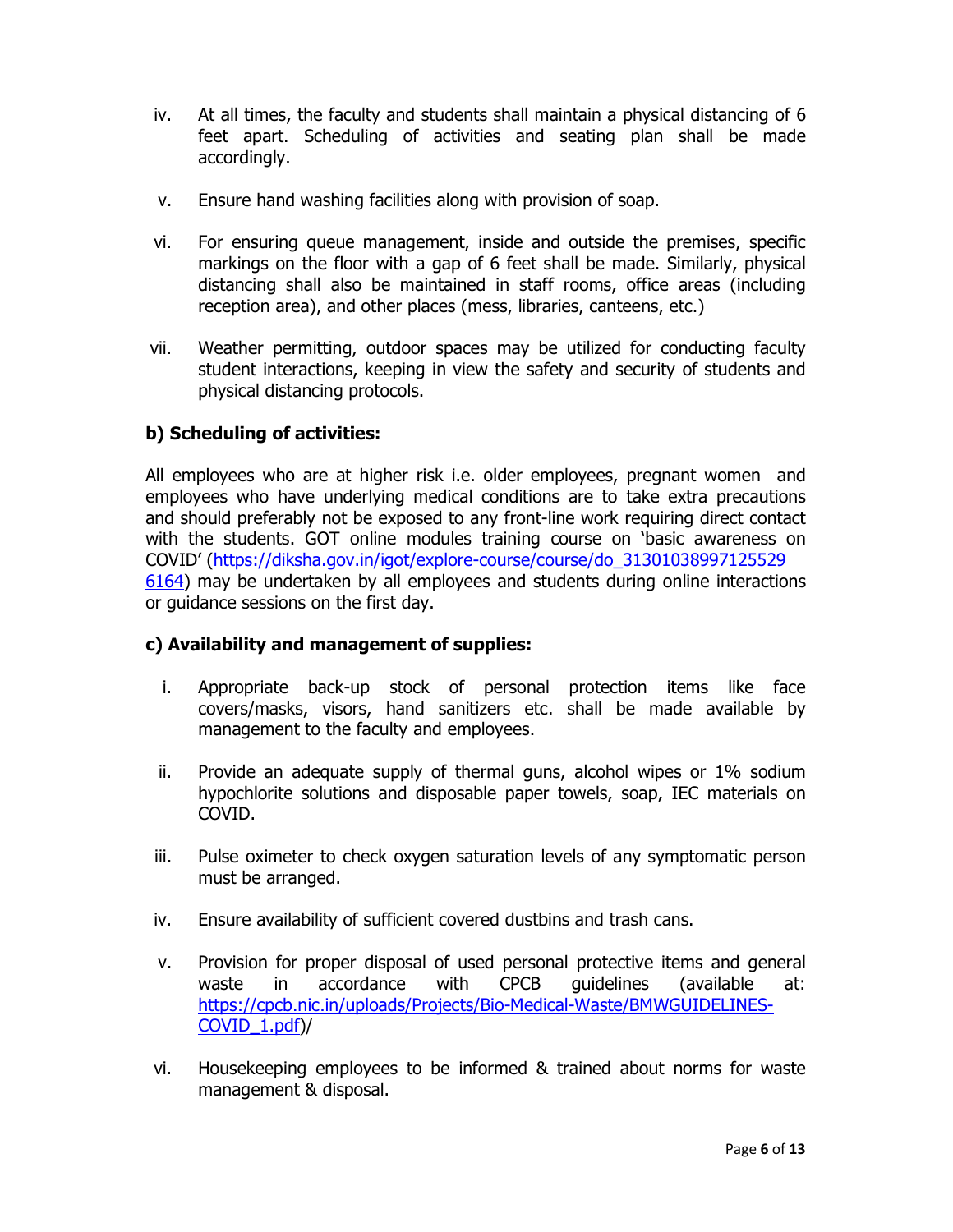iv. At all times, the faculty and students shall maintain a physical distancing of 6 feet apart. Scheduling of activities and seating plan shall be made accordingly.

v. Ensure hand washing facilities along with provision of soap.

vi. For ensuring queue management, inside and outside the premises, specific markings on the floor with a gap of 6 feet shall be made. Similarly, physical distancing shall also be maintained in staff rooms, office areas (including reception area), and other places (mess, libraries, canteens, etc.)

vii. Weather permitting, outdoor spaces may be utilized for conducting faculty student interactions, keeping in view the safety and security of students and physical distancing protocols.

### b) Scheduling of activities:

All employees who are at higher risk i.e. older employees, pregnant women and employees who have underlying medical conditions are to take extra precautions and should preferably not be exposed to any front-line work requiring direct contact with the students. GOT online modules training course on 'basic awareness on COVID' (https://diksha.gov.in/igot/explore-course/course/do_313010389971255296164) may be undertaken by all employees and students during online interactions or guidance sessions on the first day.

### c) Availability and management of supplies:

i. Appropriate back-up stock of personal protection items like face covers/masks, visors, hand sanitizers etc. shall be made available by management to the faculty and employees.

ii. Provide an adequate supply of thermal guns, alcohol wipes or 1% sodium hypochlorite solutions and disposable paper towels, soap, IEC materials on COVID.

iii. Pulse oximeter to check oxygen saturation levels of any symptomatic person must be arranged.

iv. Ensure availability of sufficient covered dustbins and trash cans.

v. Provision for proper disposal of used personal protective items and general waste in accordance with CPCB guidelines (available at: https://cpcb.nic.in/uploads/Projects/Bio-Medical-Waste/BMWGUIDELINES-COVID_1.pdf)/

vi. Housekeeping employees to be informed & trained about norms for waste management & disposal.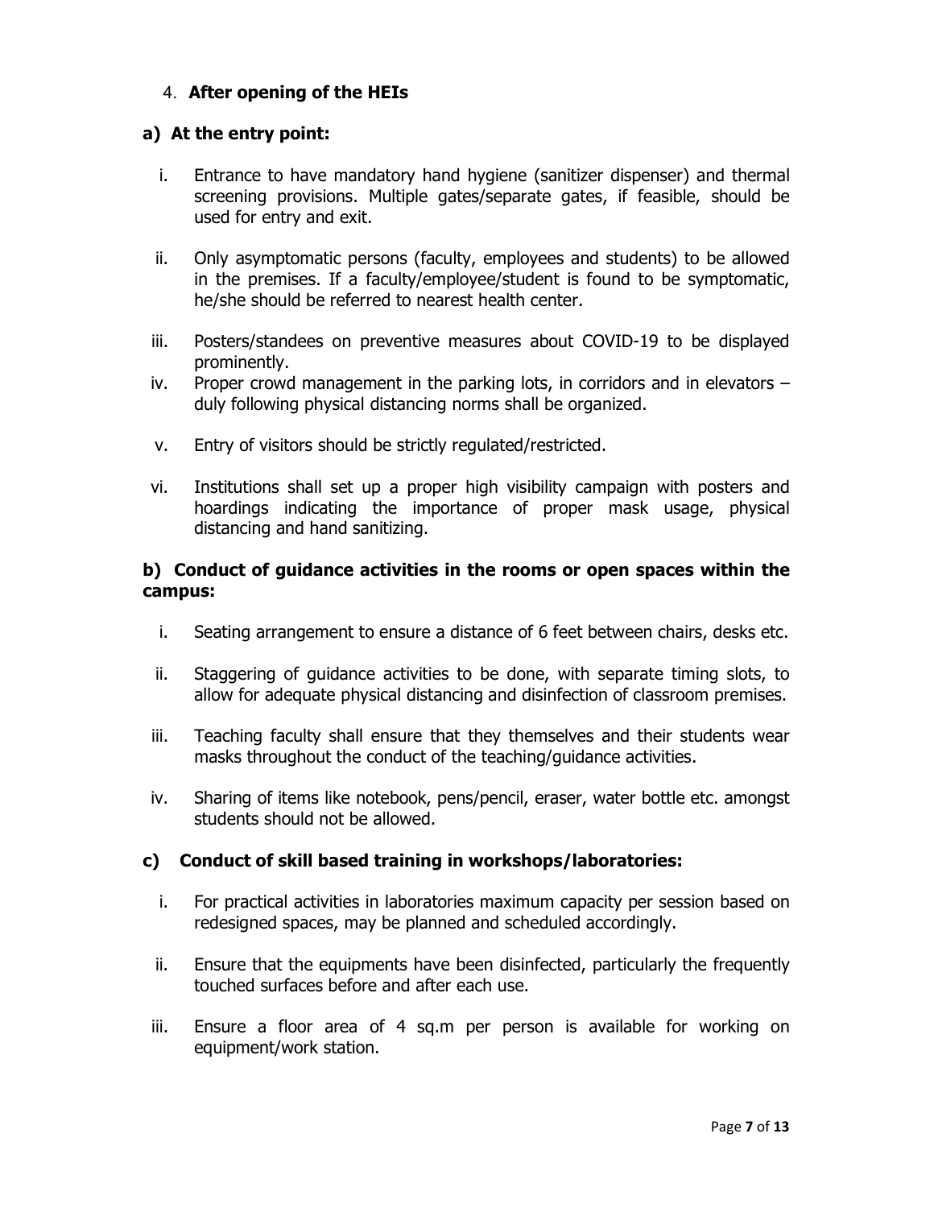4. **After opening of the HEIs**

### a) At the entry point:

i. Entrance to have mandatory hand hygiene (sanitizer dispenser) and thermal screening provisions. Multiple gates/separate gates, if feasible, should be used for entry and exit.

ii. Only asymptomatic persons (faculty, employees and students) to be allowed in the premises. If a faculty/employee/student is found to be symptomatic, he/she should be referred to nearest health center.

iii. Posters/standees on preventive measures about COVID-19 to be displayed prominently.

iv. Proper crowd management in the parking lots, in corridors and in elevators – duly following physical distancing norms shall be organized.

v. Entry of visitors should be strictly regulated/restricted.

vi. Institutions shall set up a proper high visibility campaign with posters and hoardings indicating the importance of proper mask usage, physical distancing and hand sanitizing.

### b) Conduct of guidance activities in the rooms or open spaces within the campus:

i. Seating arrangement to ensure a distance of 6 feet between chairs, desks etc.

ii. Staggering of guidance activities to be done, with separate timing slots, to allow for adequate physical distancing and disinfection of classroom premises.

iii. Teaching faculty shall ensure that they themselves and their students wear masks throughout the conduct of the teaching/guidance activities.

iv. Sharing of items like notebook, pens/pencil, eraser, water bottle etc. amongst students should not be allowed.

### c) Conduct of skill based training in workshops/laboratories:

i. For practical activities in laboratories maximum capacity per session based on redesigned spaces, may be planned and scheduled accordingly.

ii. Ensure that the equipments have been disinfected, particularly the frequently touched surfaces before and after each use.

iii. Ensure a floor area of 4 sq.m per person is available for working on equipment/work station.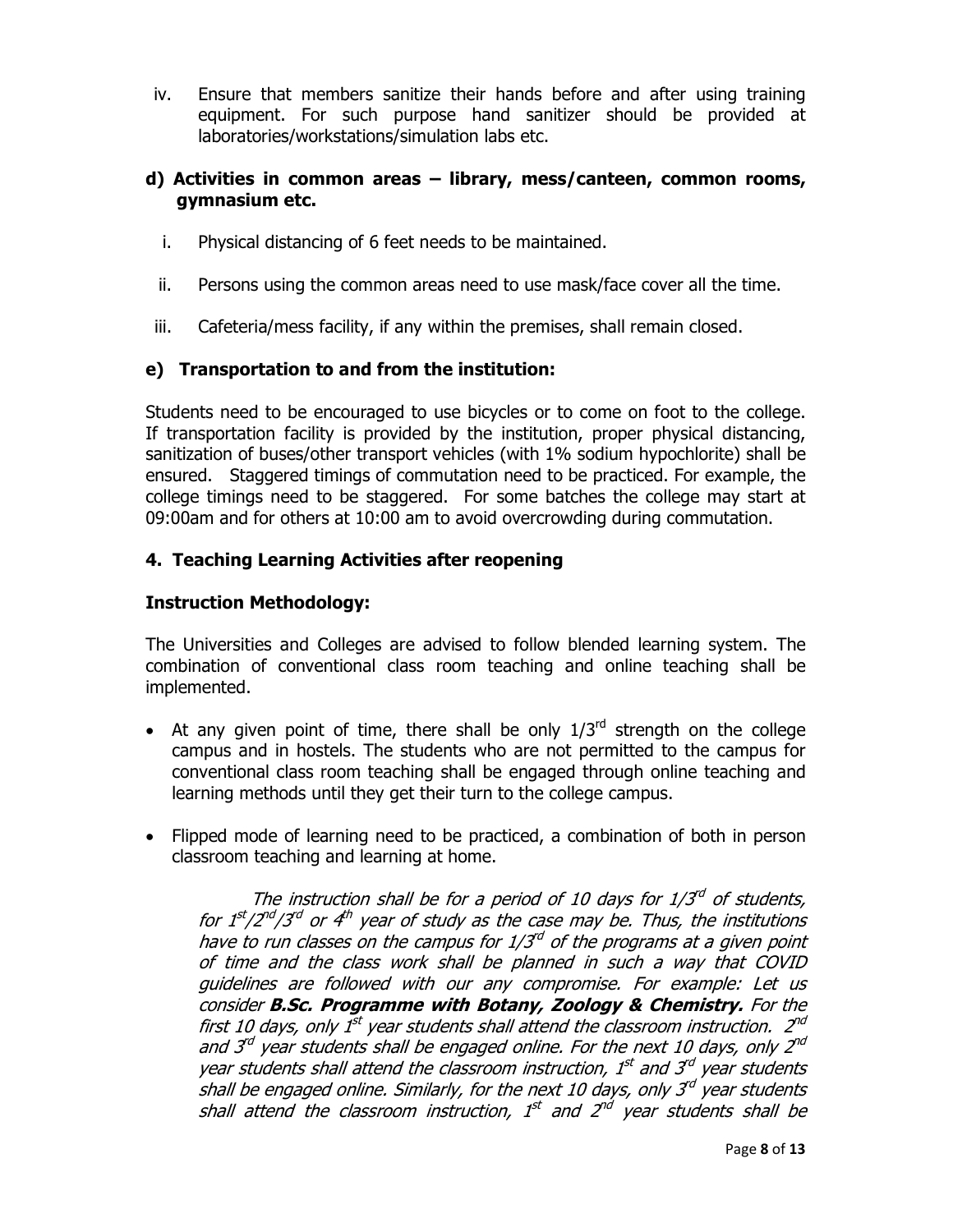iv. Ensure that members sanitize their hands before and after using training equipment. For such purpose hand sanitizer should be provided at laboratories/workstations/simulation labs etc.

**d) Activities in common areas – library, mess/canteen, common rooms, gymnasium etc.**

i. Physical distancing of 6 feet needs to be maintained.

ii. Persons using the common areas need to use mask/face cover all the time.

iii. Cafeteria/mess facility, if any within the premises, shall remain closed.

**e) Transportation to and from the institution:**

Students need to be encouraged to use bicycles or to come on foot to the college. If transportation facility is provided by the institution, proper physical distancing, sanitization of buses/other transport vehicles (with 1% sodium hypochlorite) shall be ensured. Staggered timings of commutation need to be practiced. For example, the college timings need to be staggered. For some batches the college may start at 09:00am and for others at 10:00 am to avoid overcrowding during commutation.

**4. Teaching Learning Activities after reopening**

**Instruction Methodology:**

The Universities and Colleges are advised to follow blended learning system. The combination of conventional class room teaching and online teaching shall be implemented.

- At any given point of time, there shall be only 1/3rd strength on the college campus and in hostels. The students who are not permitted to the campus for conventional class room teaching shall be engaged through online teaching and learning methods until they get their turn to the college campus.

- Flipped mode of learning need to be practiced, a combination of both in person classroom teaching and learning at home.

  *The instruction shall be for a period of 10 days for 1/3rd of students, for 1st/2nd/3rd or 4th year of study as the case may be. Thus, the institutions have to run classes on the campus for 1/3rd of the programs at a given point of time and the class work shall be planned in such a way that COVID guidelines are followed with our any compromise. For example: Let us consider* ***B.Sc. Programme with Botany, Zoology & Chemistry.*** *For the first 10 days, only 1st year students shall attend the classroom instruction. 2nd and 3rd year students shall be engaged online. For the next 10 days, only 2nd year students shall attend the classroom instruction, 1st and 3rd year students shall be engaged online. Similarly, for the next 10 days, only 3rd year students shall attend the classroom instruction, 1st and 2nd year students shall be*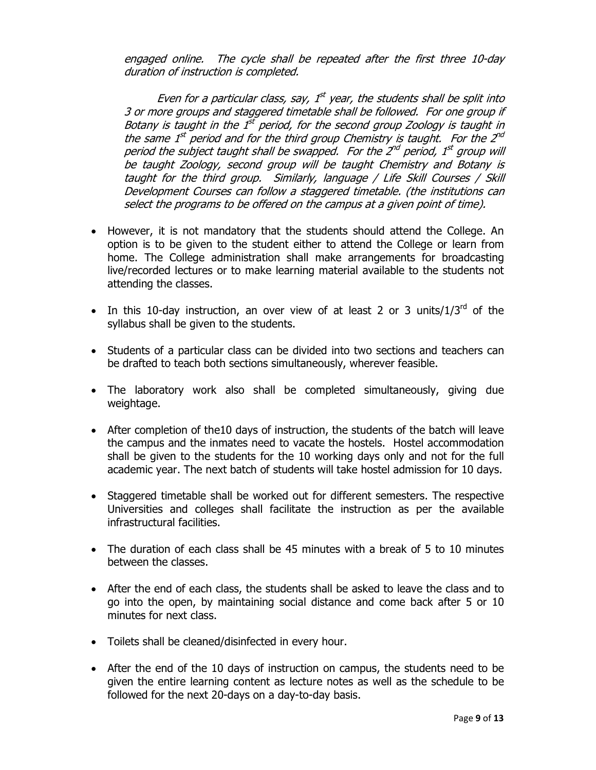*engaged online. The cycle shall be repeated after the first three 10-day duration of instruction is completed.*

*Even for a particular class, say, 1st year, the students shall be split into 3 or more groups and staggered timetable shall be followed. For one group if Botany is taught in the 1st period, for the second group Zoology is taught in the same 1st period and for the third group Chemistry is taught. For the 2nd period the subject taught shall be swapped. For the 2nd period, 1st group will be taught Zoology, second group will be taught Chemistry and Botany is taught for the third group. Similarly, language / Life Skill Courses / Skill Development Courses can follow a staggered timetable. (the institutions can select the programs to be offered on the campus at a given point of time).*

- However, it is not mandatory that the students should attend the College. An option is to be given to the student either to attend the College or learn from home. The College administration shall make arrangements for broadcasting live/recorded lectures or to make learning material available to the students not attending the classes.
- In this 10-day instruction, an over view of at least 2 or 3 units/1/3rd of the syllabus shall be given to the students.
- Students of a particular class can be divided into two sections and teachers can be drafted to teach both sections simultaneously, wherever feasible.
- The laboratory work also shall be completed simultaneously, giving due weightage.
- After completion of the10 days of instruction, the students of the batch will leave the campus and the inmates need to vacate the hostels. Hostel accommodation shall be given to the students for the 10 working days only and not for the full academic year. The next batch of students will take hostel admission for 10 days.
- Staggered timetable shall be worked out for different semesters. The respective Universities and colleges shall facilitate the instruction as per the available infrastructural facilities.
- The duration of each class shall be 45 minutes with a break of 5 to 10 minutes between the classes.
- After the end of each class, the students shall be asked to leave the class and to go into the open, by maintaining social distance and come back after 5 or 10 minutes for next class.
- Toilets shall be cleaned/disinfected in every hour.
- After the end of the 10 days of instruction on campus, the students need to be given the entire learning content as lecture notes as well as the schedule to be followed for the next 20-days on a day-to-day basis.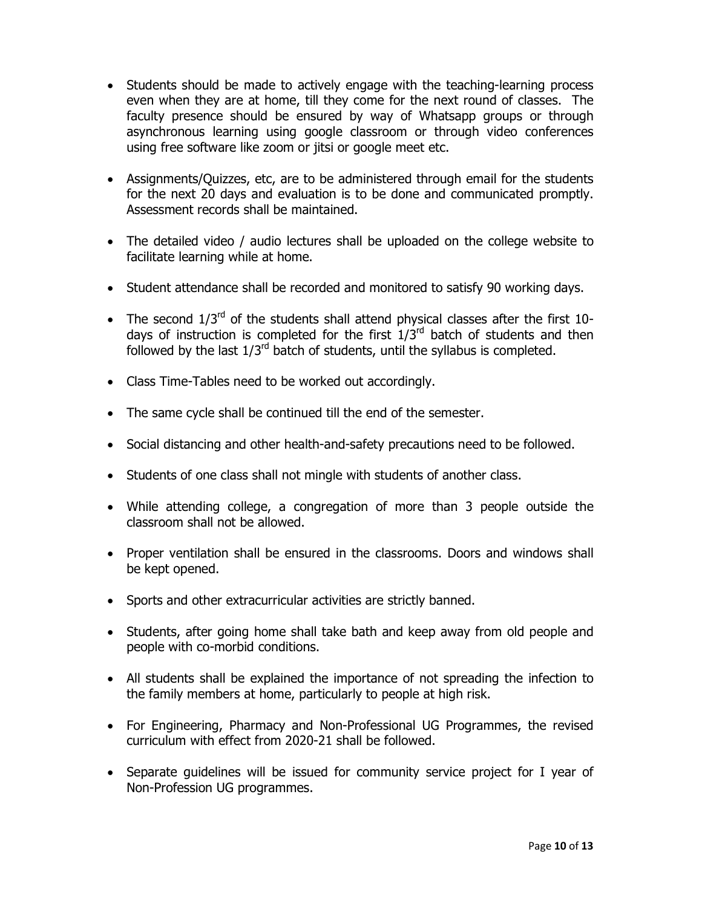- Students should be made to actively engage with the teaching-learning process even when they are at home, till they come for the next round of classes. The faculty presence should be ensured by way of Whatsapp groups or through asynchronous learning using google classroom or through video conferences using free software like zoom or jitsi or google meet etc.

- Assignments/Quizzes, etc, are to be administered through email for the students for the next 20 days and evaluation is to be done and communicated promptly. Assessment records shall be maintained.

- The detailed video / audio lectures shall be uploaded on the college website to facilitate learning while at home.

- Student attendance shall be recorded and monitored to satisfy 90 working days.

- The second 1/3rd of the students shall attend physical classes after the first 10-days of instruction is completed for the first 1/3rd batch of students and then followed by the last 1/3rd batch of students, until the syllabus is completed.

- Class Time-Tables need to be worked out accordingly.

- The same cycle shall be continued till the end of the semester.

- Social distancing and other health-and-safety precautions need to be followed.

- Students of one class shall not mingle with students of another class.

- While attending college, a congregation of more than 3 people outside the classroom shall not be allowed.

- Proper ventilation shall be ensured in the classrooms. Doors and windows shall be kept opened.

- Sports and other extracurricular activities are strictly banned.

- Students, after going home shall take bath and keep away from old people and people with co-morbid conditions.

- All students shall be explained the importance of not spreading the infection to the family members at home, particularly to people at high risk.

- For Engineering, Pharmacy and Non-Professional UG Programmes, the revised curriculum with effect from 2020-21 shall be followed.

- Separate guidelines will be issued for community service project for I year of Non-Profession UG programmes.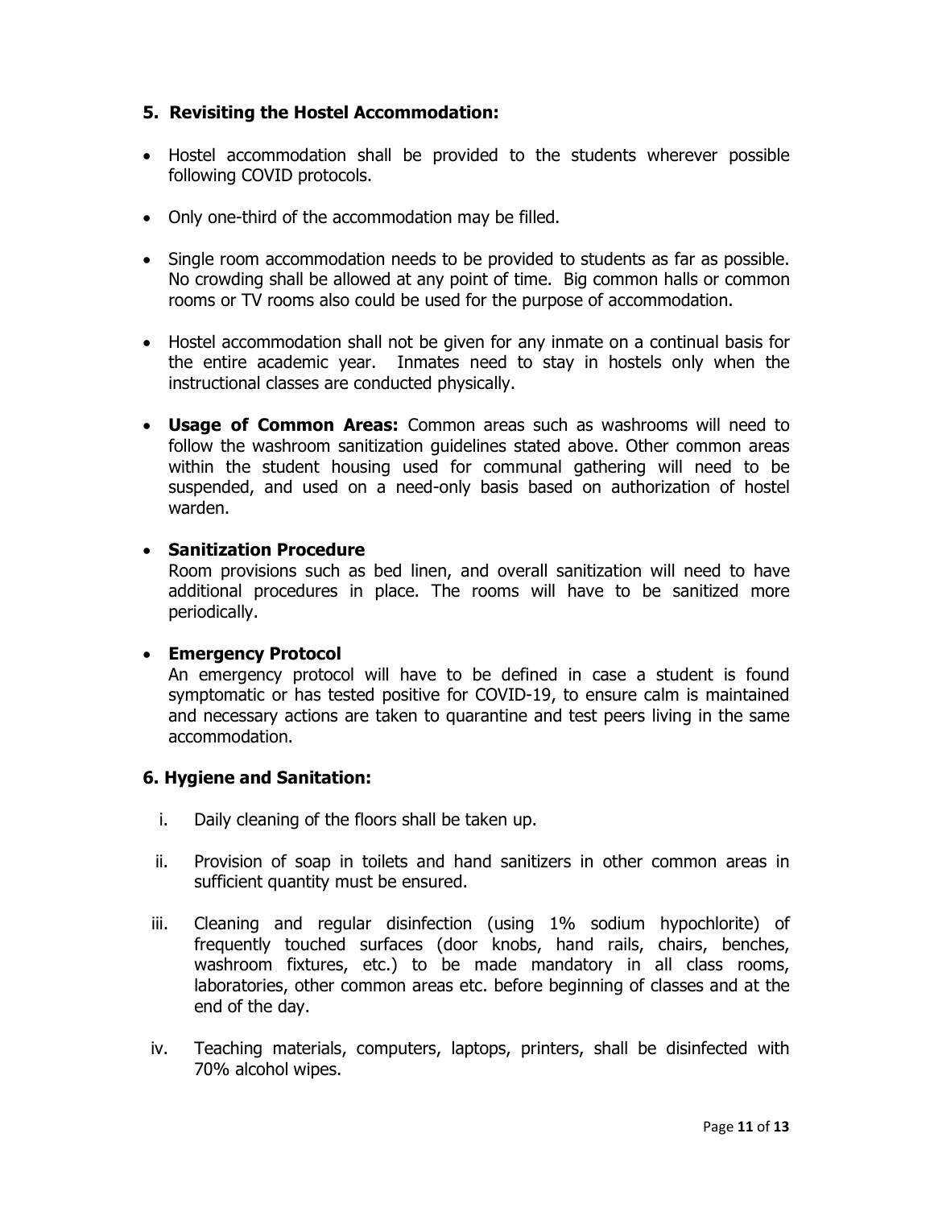## 5. Revisiting the Hostel Accommodation:

- Hostel accommodation shall be provided to the students wherever possible following COVID protocols.
- Only one-third of the accommodation may be filled.
- Single room accommodation needs to be provided to students as far as possible. No crowding shall be allowed at any point of time. Big common halls or common rooms or TV rooms also could be used for the purpose of accommodation.
- Hostel accommodation shall not be given for any inmate on a continual basis for the entire academic year. Inmates need to stay in hostels only when the instructional classes are conducted physically.
- **Usage of Common Areas:** Common areas such as washrooms will need to follow the washroom sanitization guidelines stated above. Other common areas within the student housing used for communal gathering will need to be suspended, and used on a need-only basis based on authorization of hostel warden.
- **Sanitization Procedure**
  Room provisions such as bed linen, and overall sanitization will need to have additional procedures in place. The rooms will have to be sanitized more periodically.
- **Emergency Protocol**
  An emergency protocol will have to be defined in case a student is found symptomatic or has tested positive for COVID-19, to ensure calm is maintained and necessary actions are taken to quarantine and test peers living in the same accommodation.

## 6. Hygiene and Sanitation:

i. Daily cleaning of the floors shall be taken up.

ii. Provision of soap in toilets and hand sanitizers in other common areas in sufficient quantity must be ensured.

iii. Cleaning and regular disinfection (using 1% sodium hypochlorite) of frequently touched surfaces (door knobs, hand rails, chairs, benches, washroom fixtures, etc.) to be made mandatory in all class rooms, laboratories, other common areas etc. before beginning of classes and at the end of the day.

iv. Teaching materials, computers, laptops, printers, shall be disinfected with 70% alcohol wipes.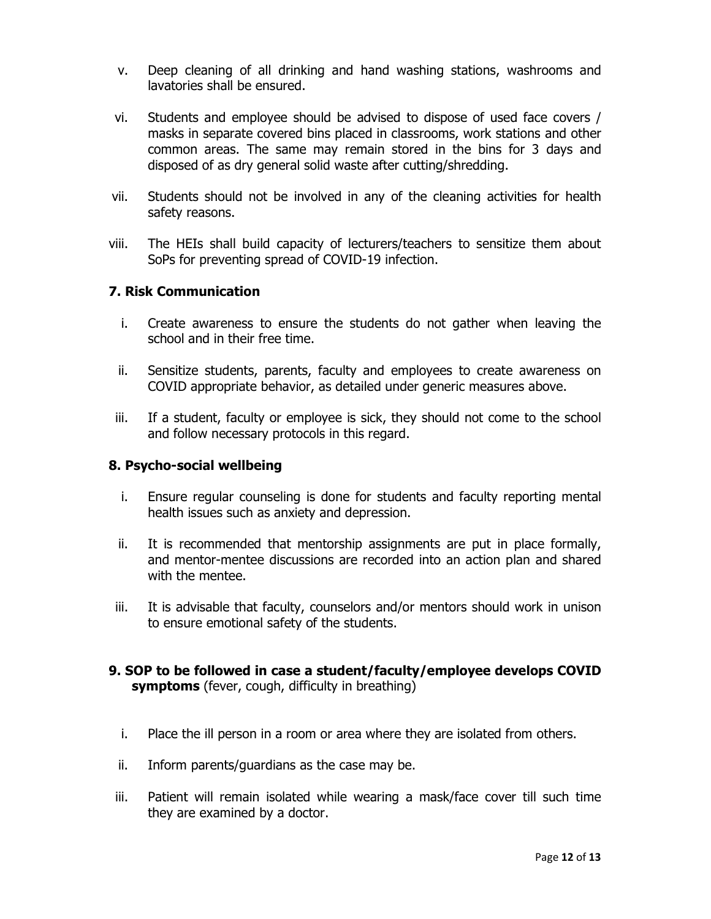v. Deep cleaning of all drinking and hand washing stations, washrooms and lavatories shall be ensured.

vi. Students and employee should be advised to dispose of used face covers / masks in separate covered bins placed in classrooms, work stations and other common areas. The same may remain stored in the bins for 3 days and disposed of as dry general solid waste after cutting/shredding.

vii. Students should not be involved in any of the cleaning activities for health safety reasons.

viii. The HEIs shall build capacity of lecturers/teachers to sensitize them about SoPs for preventing spread of COVID-19 infection.

### 7. Risk Communication

i. Create awareness to ensure the students do not gather when leaving the school and in their free time.

ii. Sensitize students, parents, faculty and employees to create awareness on COVID appropriate behavior, as detailed under generic measures above.

iii. If a student, faculty or employee is sick, they should not come to the school and follow necessary protocols in this regard.

### 8. Psycho-social wellbeing

i. Ensure regular counseling is done for students and faculty reporting mental health issues such as anxiety and depression.

ii. It is recommended that mentorship assignments are put in place formally, and mentor-mentee discussions are recorded into an action plan and shared with the mentee.

iii. It is advisable that faculty, counselors and/or mentors should work in unison to ensure emotional safety of the students.

### 9. SOP to be followed in case a student/faculty/employee develops COVID symptoms (fever, cough, difficulty in breathing)

i. Place the ill person in a room or area where they are isolated from others.

ii. Inform parents/guardians as the case may be.

iii. Patient will remain isolated while wearing a mask/face cover till such time they are examined by a doctor.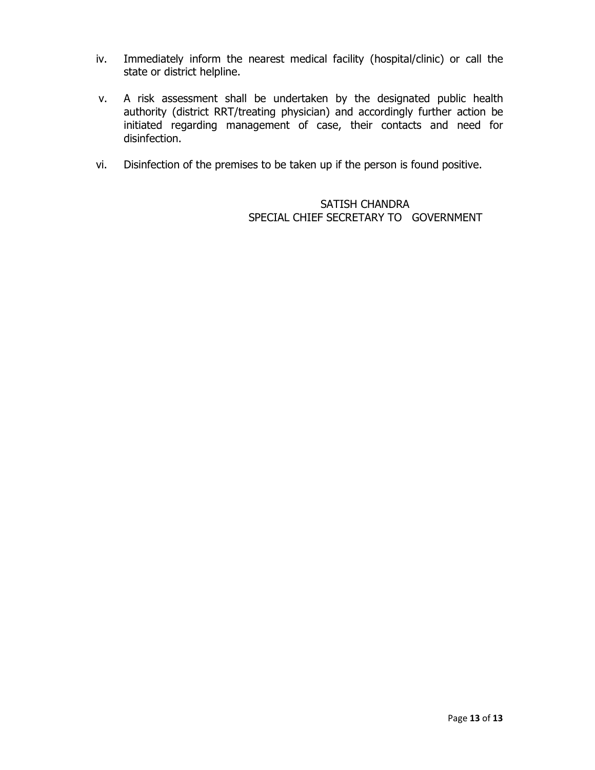iv. Immediately inform the nearest medical facility (hospital/clinic) or call the state or district helpline.

v. A risk assessment shall be undertaken by the designated public health authority (district RRT/treating physician) and accordingly further action be initiated regarding management of case, their contacts and need for disinfection.

vi. Disinfection of the premises to be taken up if the person is found positive.

SATISH CHANDRA
SPECIAL CHIEF SECRETARY TO GOVERNMENT